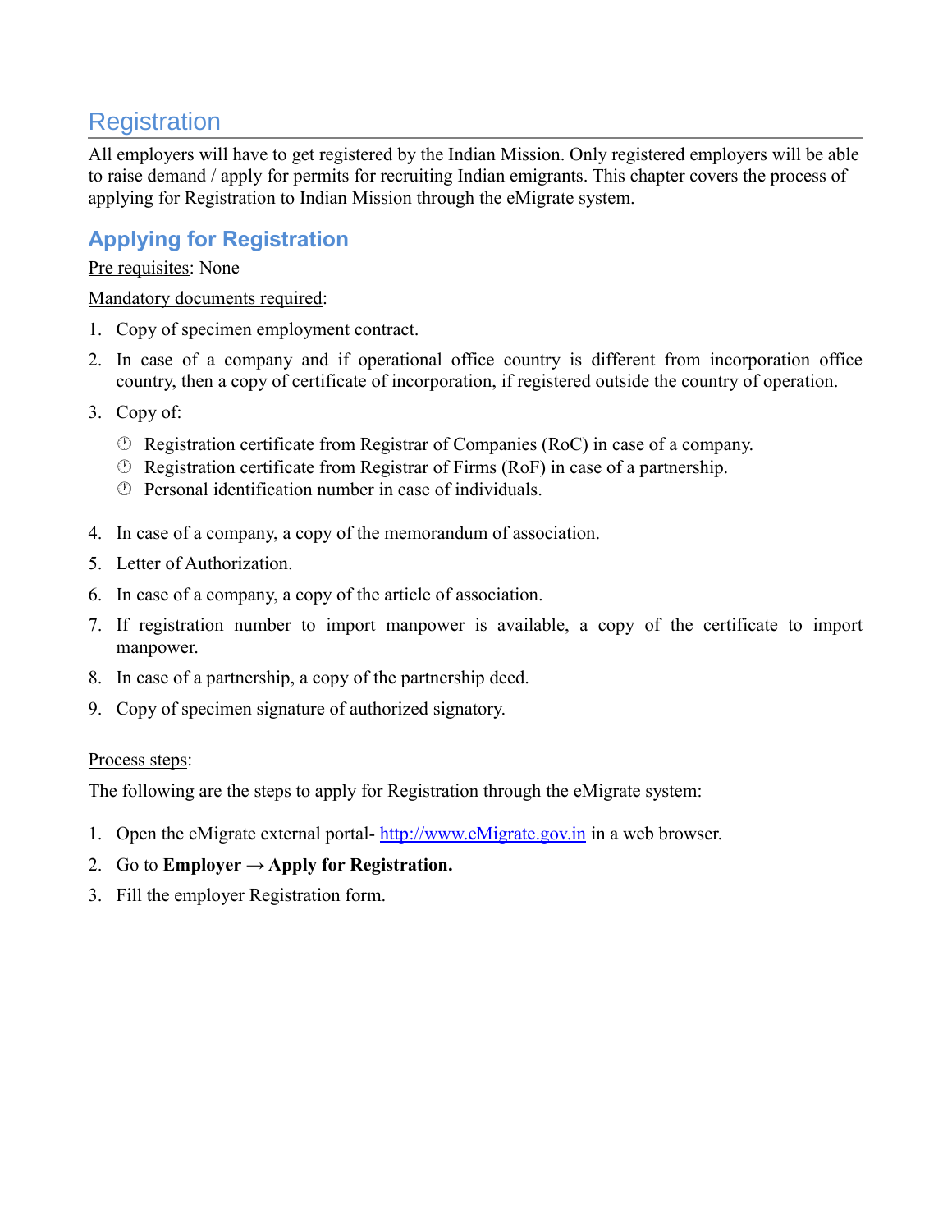# Registration

All employers will have to get registered by the Indian Mission. Only registered employers will be able to raise demand / apply for permits for recruiting Indian emigrants. This chapter covers the process of applying for Registration to Indian Mission through the eMigrate system.

## Applying for Registration

<u>Pre requisites</u>: None

<u>Mandatory documents required</u>:

1. Copy of specimen employment contract.
2. In case of a company and if operational office country is different from incorporation office country, then a copy of certificate of incorporation, if registered outside the country of operation.
3. Copy of:
   - Registration certificate from Registrar of Companies (RoC) in case of a company.
   - Registration certificate from Registrar of Firms (RoF) in case of a partnership.
   - Personal identification number in case of individuals.
4. In case of a company, a copy of the memorandum of association.
5. Letter of Authorization.
6. In case of a company, a copy of the article of association.
7. If registration number to import manpower is available, a copy of the certificate to import manpower.
8. In case of a partnership, a copy of the partnership deed.
9. Copy of specimen signature of authorized signatory.

<u>Process steps</u>:

The following are the steps to apply for Registration through the eMigrate system:

1. Open the eMigrate external portal- [http://www.eMigrate.gov.in](http://www.eMigrate.gov.in) in a web browser.
2. Go to **Employer → Apply for Registration.**
3. Fill the employer Registration form.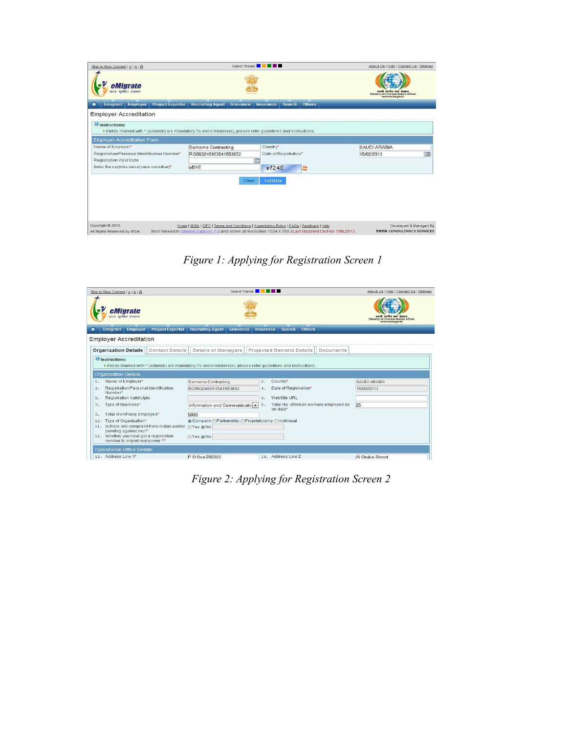*Figure 1: Applying for Registration Screen 1*

*Figure 2: Applying for Registration Screen 2*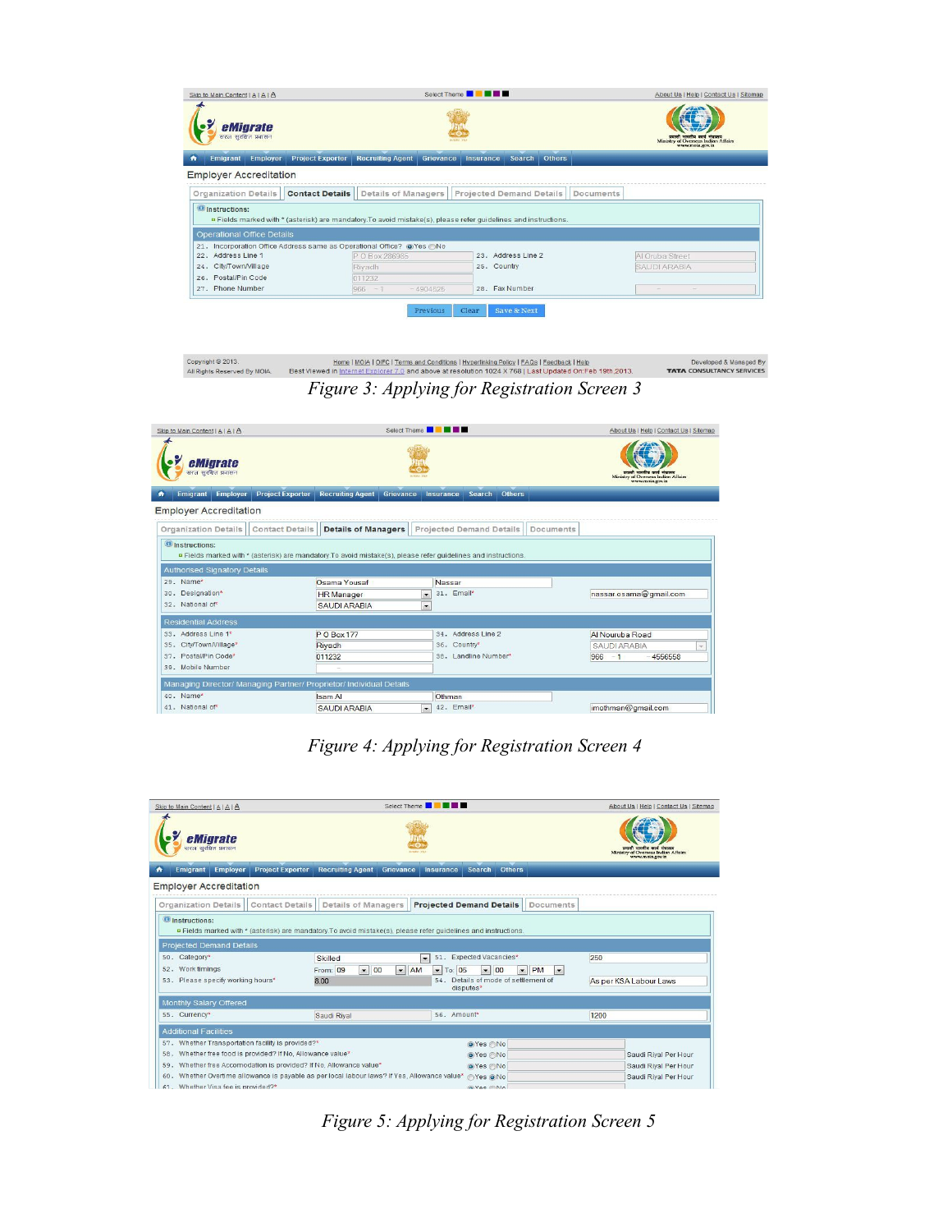Figure 3: Applying for Registration Screen 3

Figure 4: Applying for Registration Screen 4

Figure 5: Applying for Registration Screen 5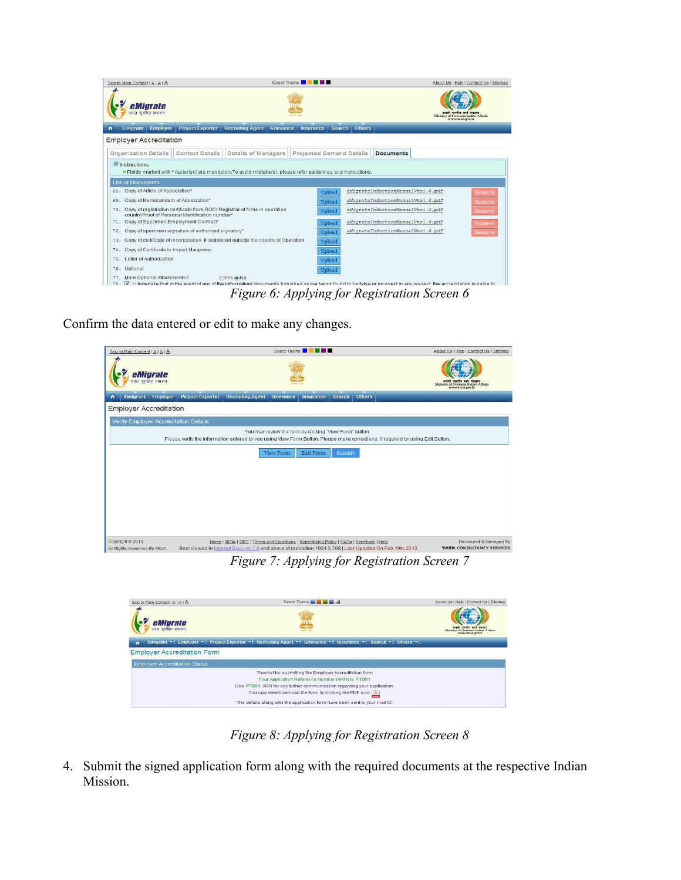*Figure 6: Applying for Registration Screen 6*

Confirm the data entered or edit to make any changes.

*Figure 7: Applying for Registration Screen 7*

*Figure 8: Applying for Registration Screen 8*

4. Submit the signed application form along with the required documents at the respective Indian Mission.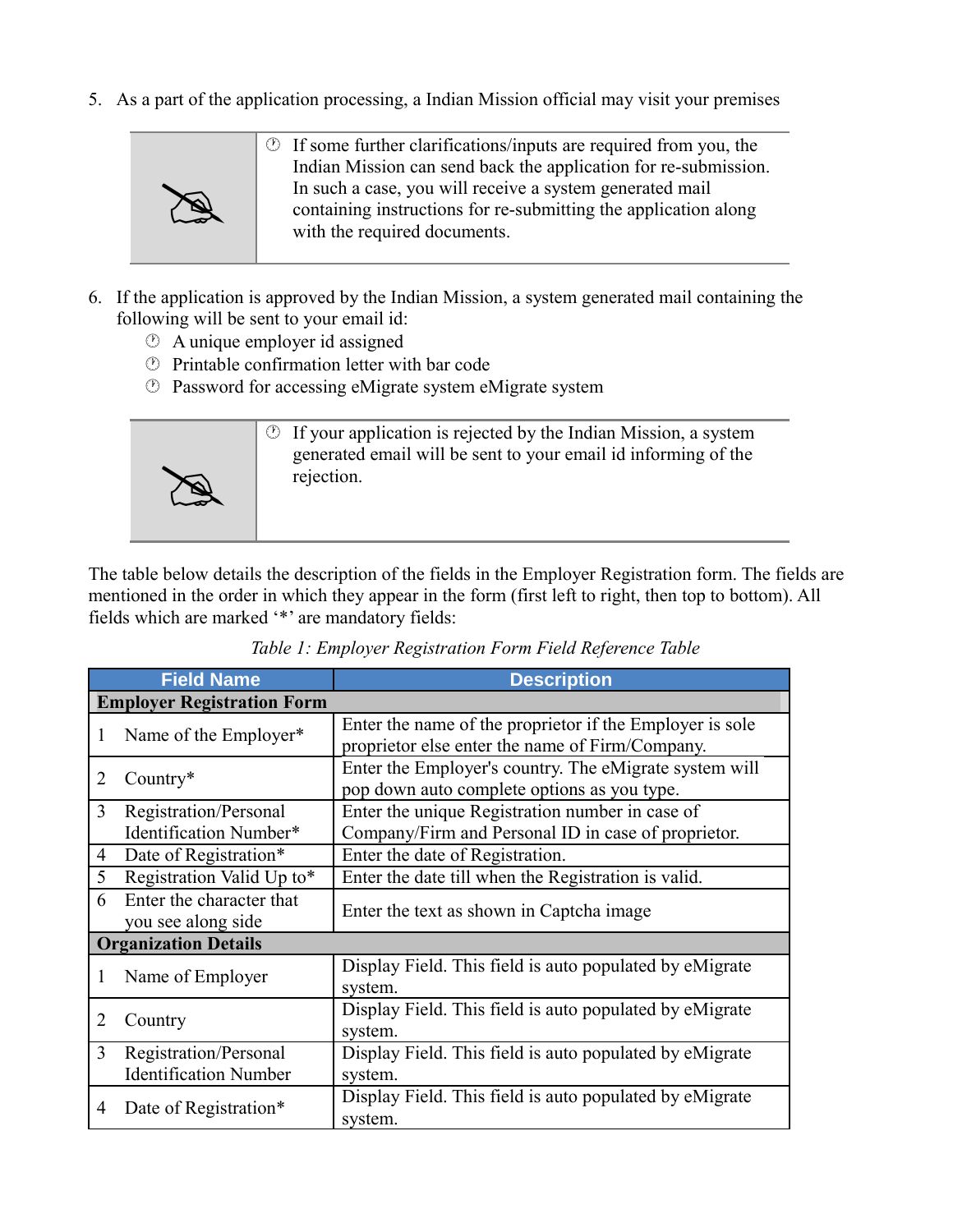5. As a part of the application processing, a Indian Mission official may visit your premises

> - If some further clarifications/inputs are required from you, the Indian Mission can send back the application for re-submission. In such a case, you will receive a system generated mail containing instructions for re-submitting the application along with the required documents.

6. If the application is approved by the Indian Mission, a system generated mail containing the following will be sent to your email id:
   - A unique employer id assigned
   - Printable confirmation letter with bar code
   - Password for accessing eMigrate system eMigrate system

> - If your application is rejected by the Indian Mission, a system generated email will be sent to your email id informing of the rejection.

The table below details the description of the fields in the Employer Registration form. The fields are mentioned in the order in which they appear in the form (first left to right, then top to bottom). All fields which are marked '*' are mandatory fields:

*Table 1: Employer Registration Form Field Reference Table*

| Field Name | Description |
|---|---|
| **Employer Registration Form** | |
| 1 Name of the Employer* | Enter the name of the proprietor if the Employer is sole proprietor else enter the name of Firm/Company. |
| 2 Country* | Enter the Employer's country. The eMigrate system will pop down auto complete options as you type. |
| 3 Registration/Personal Identification Number* | Enter the unique Registration number in case of Company/Firm and Personal ID in case of proprietor. |
| 4 Date of Registration* | Enter the date of Registration. |
| 5 Registration Valid Up to* | Enter the date till when the Registration is valid. |
| 6 Enter the character that you see along side | Enter the text as shown in Captcha image |
| **Organization Details** | |
| 1 Name of Employer | Display Field. This field is auto populated by eMigrate system. |
| 2 Country | Display Field. This field is auto populated by eMigrate system. |
| 3 Registration/Personal Identification Number | Display Field. This field is auto populated by eMigrate system. |
| 4 Date of Registration* | Display Field. This field is auto populated by eMigrate system. |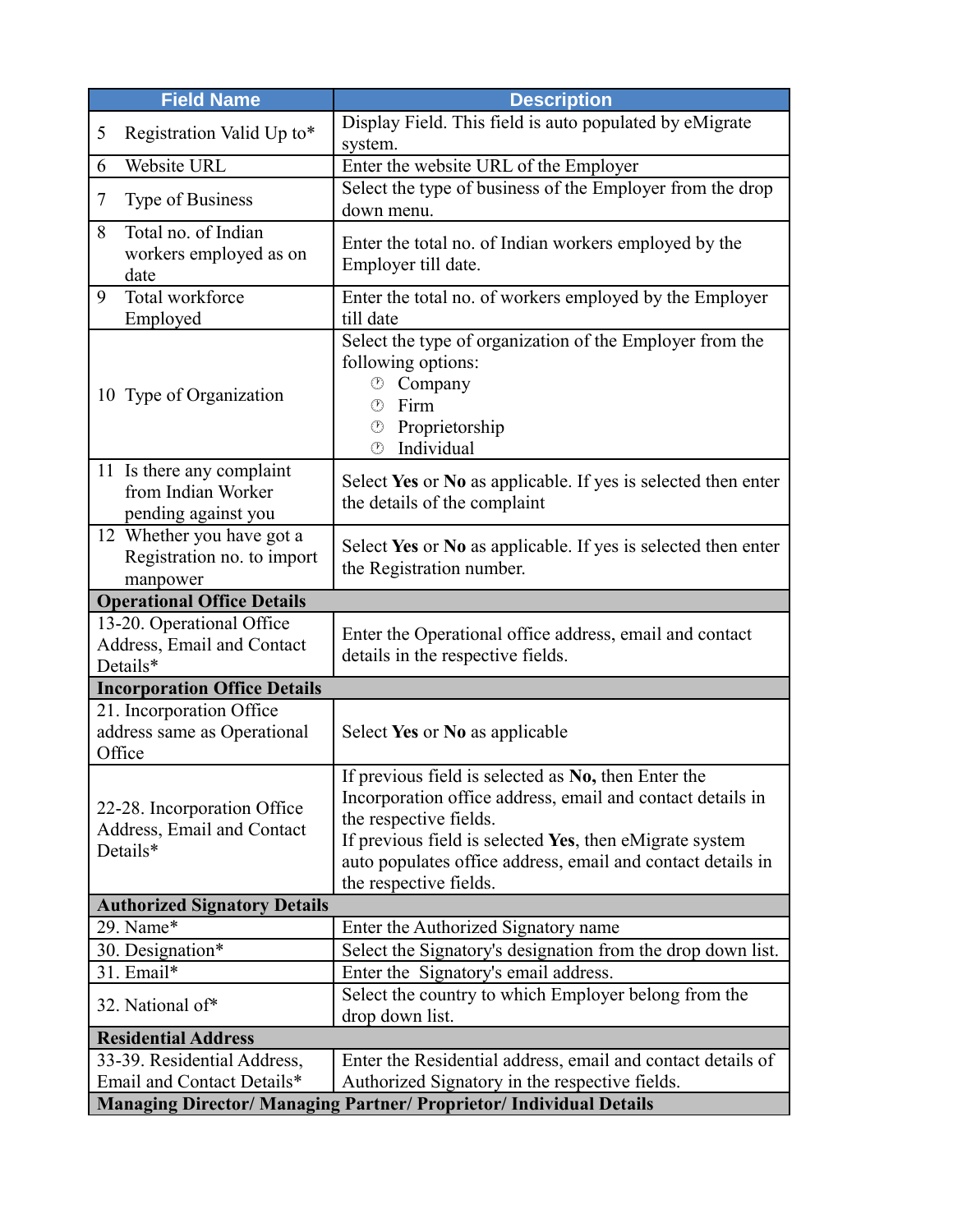| Field Name | Description |
|---|---|
| 5 Registration Valid Up to* | Display Field. This field is auto populated by eMigrate system. |
| 6 Website URL | Enter the website URL of the Employer |
| 7 Type of Business | Select the type of business of the Employer from the drop down menu. |
| 8 Total no. of Indian workers employed as on date | Enter the total no. of Indian workers employed by the Employer till date. |
| 9 Total workforce Employed | Enter the total no. of workers employed by the Employer till date |
| 10 Type of Organization | Select the type of organization of the Employer from the following options:<br>• Company<br>• Firm<br>• Proprietorship<br>• Individual |
| 11 Is there any complaint from Indian Worker pending against you | Select **Yes** or **No** as applicable. If yes is selected then enter the details of the complaint |
| 12 Whether you have got a Registration no. to import manpower | Select **Yes** or **No** as applicable. If yes is selected then enter the Registration number. |
| **Operational Office Details** | |
| 13-20. Operational Office Address, Email and Contact Details* | Enter the Operational office address, email and contact details in the respective fields. |
| **Incorporation Office Details** | |
| 21. Incorporation Office address same as Operational Office | Select **Yes** or **No** as applicable |
| 22-28. Incorporation Office Address, Email and Contact Details* | If previous field is selected as **No,** then Enter the Incorporation office address, email and contact details in the respective fields.<br>If previous field is selected **Yes**, then eMigrate system auto populates office address, email and contact details in the respective fields. |
| **Authorized Signatory Details** | |
| 29. Name* | Enter the Authorized Signatory name |
| 30. Designation* | Select the Signatory's designation from the drop down list. |
| 31. Email* | Enter the Signatory's email address. |
| 32. National of* | Select the country to which Employer belong from the drop down list. |
| **Residential Address** | |
| 33-39. Residential Address, Email and Contact Details* | Enter the Residential address, email and contact details of Authorized Signatory in the respective fields. |
| **Managing Director/ Managing Partner/ Proprietor/ Individual Details** | |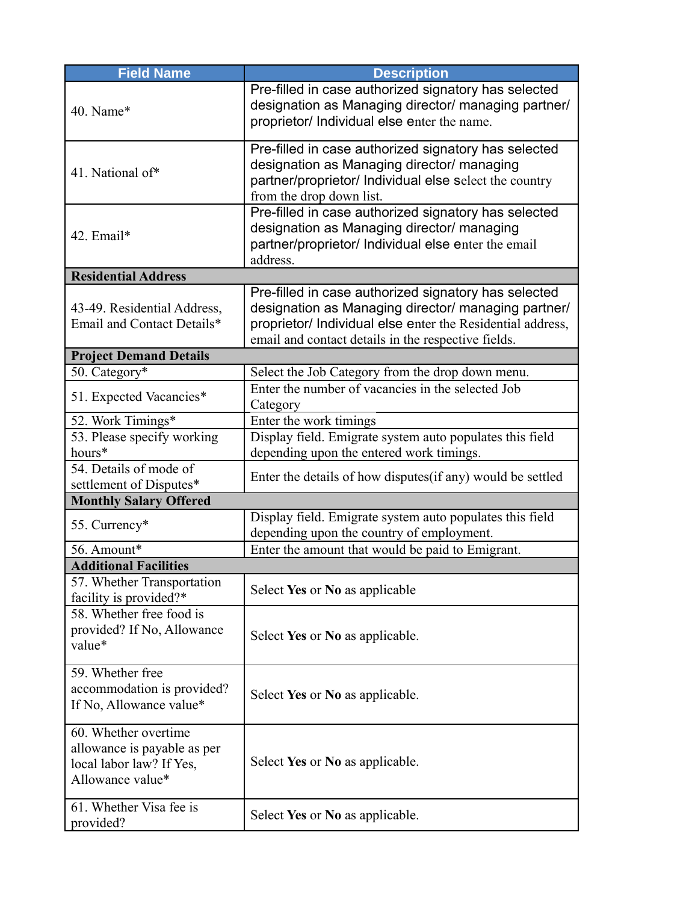| Field Name | Description |
|---|---|
| 40. Name* | Pre-filled in case authorized signatory has selected designation as Managing director/ managing partner/ proprietor/ Individual else enter the name. |
| 41. National of* | Pre-filled in case authorized signatory has selected designation as Managing director/ managing partner/proprietor/ Individual else select the country from the drop down list. |
| 42. Email* | Pre-filled in case authorized signatory has selected designation as Managing director/ managing partner/proprietor/ Individual else enter the email address. |
| **Residential Address** | |
| 43-49. Residential Address, Email and Contact Details* | Pre-filled in case authorized signatory has selected designation as Managing director/ managing partner/ proprietor/ Individual else enter the Residential address, email and contact details in the respective fields. |
| **Project Demand Details** | |
| 50. Category* | Select the Job Category from the drop down menu. |
| 51. Expected Vacancies* | Enter the number of vacancies in the selected Job Category |
| 52. Work Timings* | Enter the work timings |
| 53. Please specify working hours* | Display field. Emigrate system auto populates this field depending upon the entered work timings. |
| 54. Details of mode of settlement of Disputes* | Enter the details of how disputes(if any) would be settled |
| **Monthly Salary Offered** | |
| 55. Currency* | Display field. Emigrate system auto populates this field depending upon the country of employment. |
| 56. Amount* | Enter the amount that would be paid to Emigrant. |
| **Additional Facilities** | |
| 57. Whether Transportation facility is provided?* | Select **Yes** or **No** as applicable |
| 58. Whether free food is provided? If No, Allowance value* | Select **Yes** or **No** as applicable. |
| 59. Whether free accommodation is provided? If No, Allowance value* | Select **Yes** or **No** as applicable. |
| 60. Whether overtime allowance is payable as per local labor law? If Yes, Allowance value* | Select **Yes** or **No** as applicable. |
| 61. Whether Visa fee is provided? | Select **Yes** or **No** as applicable. |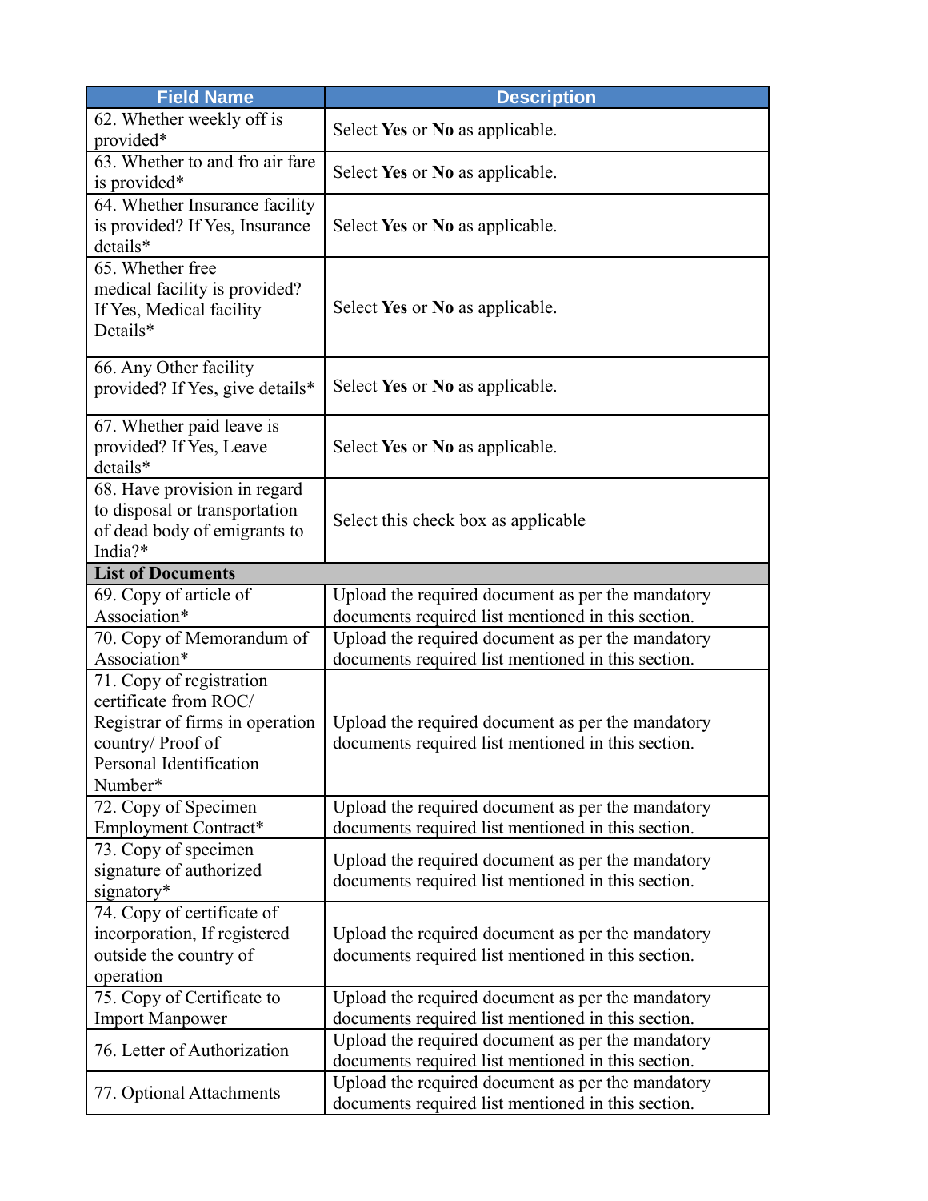| Field Name | Description |
|---|---|
| 62. Whether weekly off is provided* | Select **Yes** or **No** as applicable. |
| 63. Whether to and fro air fare is provided* | Select **Yes** or **No** as applicable. |
| 64. Whether Insurance facility is provided? If Yes, Insurance details* | Select **Yes** or **No** as applicable. |
| 65. Whether free medical facility is provided? If Yes, Medical facility Details* | Select **Yes** or **No** as applicable. |
| 66. Any Other facility provided? If Yes, give details* | Select **Yes** or **No** as applicable. |
| 67. Whether paid leave is provided? If Yes, Leave details* | Select **Yes** or **No** as applicable. |
| 68. Have provision in regard to disposal or transportation of dead body of emigrants to India?* | Select this check box as applicable |
| **List of Documents** | |
| 69. Copy of article of Association* | Upload the required document as per the mandatory documents required list mentioned in this section. |
| 70. Copy of Memorandum of Association* | Upload the required document as per the mandatory documents required list mentioned in this section. |
| 71. Copy of registration certificate from ROC/ Registrar of firms in operation country/ Proof of Personal Identification Number* | Upload the required document as per the mandatory documents required list mentioned in this section. |
| 72. Copy of Specimen Employment Contract* | Upload the required document as per the mandatory documents required list mentioned in this section. |
| 73. Copy of specimen signature of authorized signatory* | Upload the required document as per the mandatory documents required list mentioned in this section. |
| 74. Copy of certificate of incorporation, If registered outside the country of operation | Upload the required document as per the mandatory documents required list mentioned in this section. |
| 75. Copy of Certificate to Import Manpower | Upload the required document as per the mandatory documents required list mentioned in this section. |
| 76. Letter of Authorization | Upload the required document as per the mandatory documents required list mentioned in this section. |
| 77. Optional Attachments | Upload the required document as per the mandatory documents required list mentioned in this section. |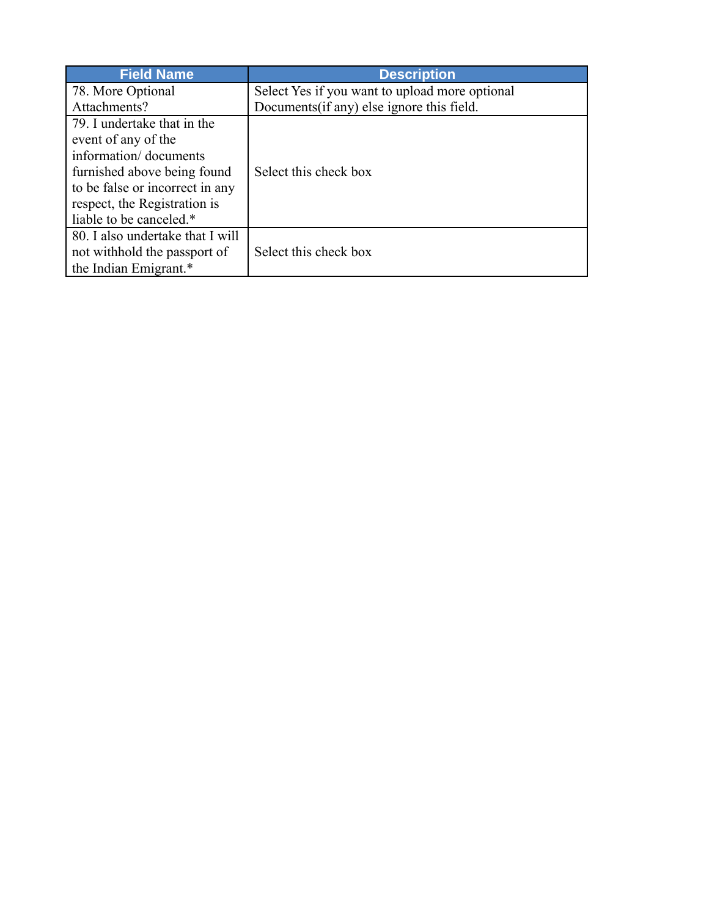| Field Name | Description |
| --- | --- |
| 78. More Optional Attachments? | Select Yes if you want to upload more optional Documents(if any) else ignore this field. |
| 79. I undertake that in the event of any of the information/ documents furnished above being found to be false or incorrect in any respect, the Registration is liable to be canceled.* | Select this check box |
| 80. I also undertake that I will not withhold the passport of the Indian Emigrant.* | Select this check box |